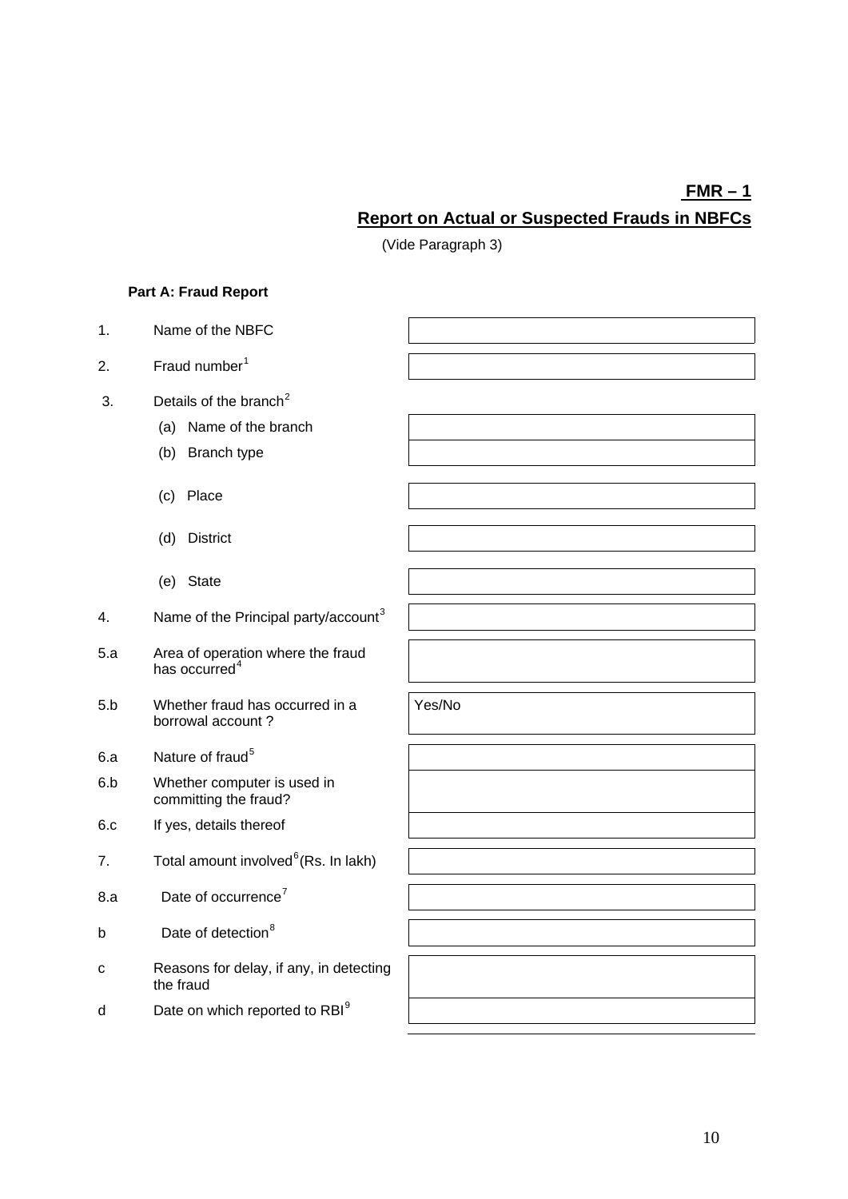**FMR – 1**

## Report on Actual or Suspected Frauds in NBFCs

(Vide Paragraph 3)

**Part A: Fraud Report**

| | | |
|---|---|---|
| 1. | Name of the NBFC | |
| 2. | Fraud number[1] | |
| 3. | Details of the branch[2] | |
| | (a) Name of the branch | |
| | (b) Branch type | |
| | (c) Place | |
| | (d) District | |
| | (e) State | |
| 4. | Name of the Principal party/account[3] | |
| 5.a | Area of operation where the fraud has occurred[4] | |
| 5.b | Whether fraud has occurred in a borrowal account ? | Yes/No |
| 6.a | Nature of fraud[5] | |
| 6.b | Whether computer is used in committing the fraud? | |
| 6.c | If yes, details thereof | |
| 7. | Total amount involved[6] (Rs. In lakh) | |
| 8.a | Date of occurrence[7] | |
| b | Date of detection[8] | |
| c | Reasons for delay, if any, in detecting the fraud | |
| d | Date on which reported to RBI[9] | |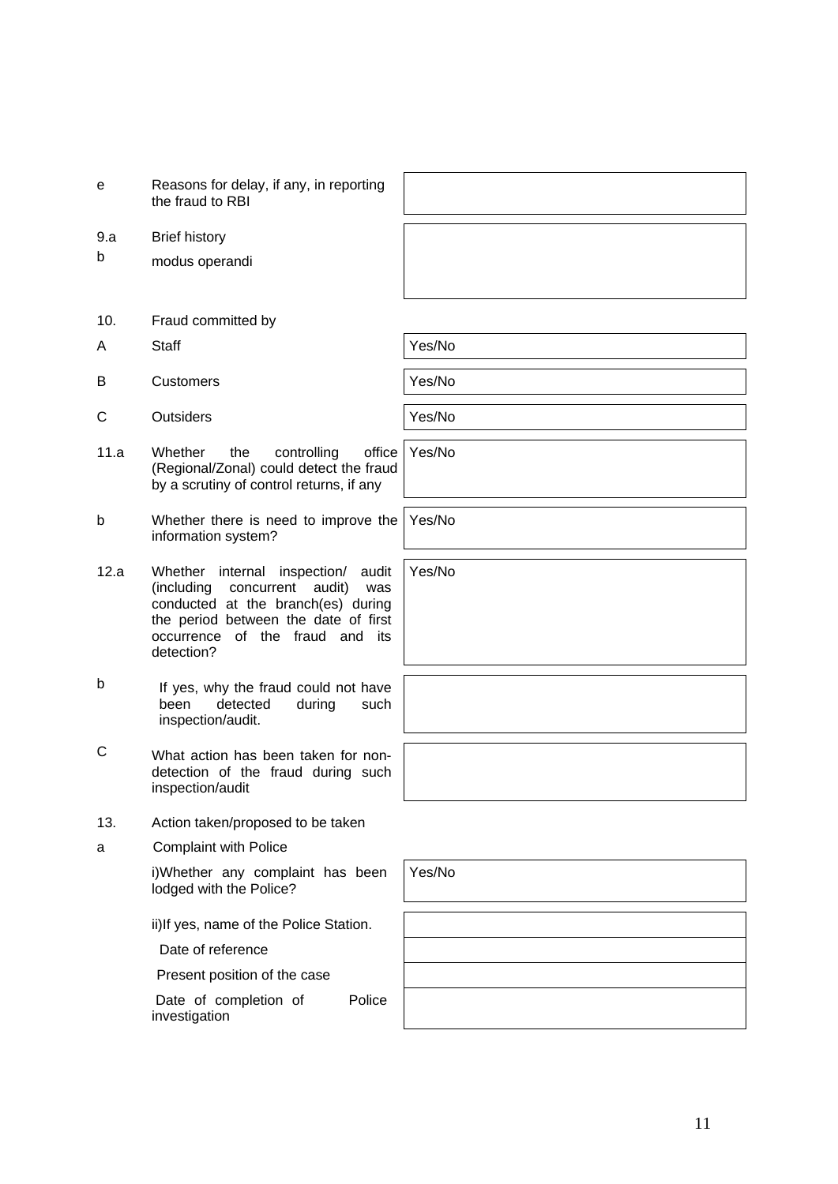| | | |
|---|---|---|
| e | Reasons for delay, if any, in reporting the fraud to RBI | |
| 9.a | Brief history | |
| b | modus operandi | |
| 10. | Fraud committed by | |
| A | Staff | Yes/No |
| B | Customers | Yes/No |
| C | Outsiders | Yes/No |
| 11.a | Whether the controlling office (Regional/Zonal) could detect the fraud by a scrutiny of control returns, if any | Yes/No |
| b | Whether there is need to improve the information system? | Yes/No |
| 12.a | Whether internal inspection/ audit (including concurrent audit) was conducted at the branch(es) during the period between the date of first occurrence of the fraud and its detection? | Yes/No |
| b | If yes, why the fraud could not have been detected during such inspection/audit. | |
| C | What action has been taken for non-detection of the fraud during such inspection/audit | |
| 13. | Action taken/proposed to be taken | |
| a | Complaint with Police | |
| | i)Whether any complaint has been lodged with the Police? | Yes/No |
| | ii)If yes, name of the Police Station. | |
| | Date of reference | |
| | Present position of the case | |
| | Date of completion of Police investigation | |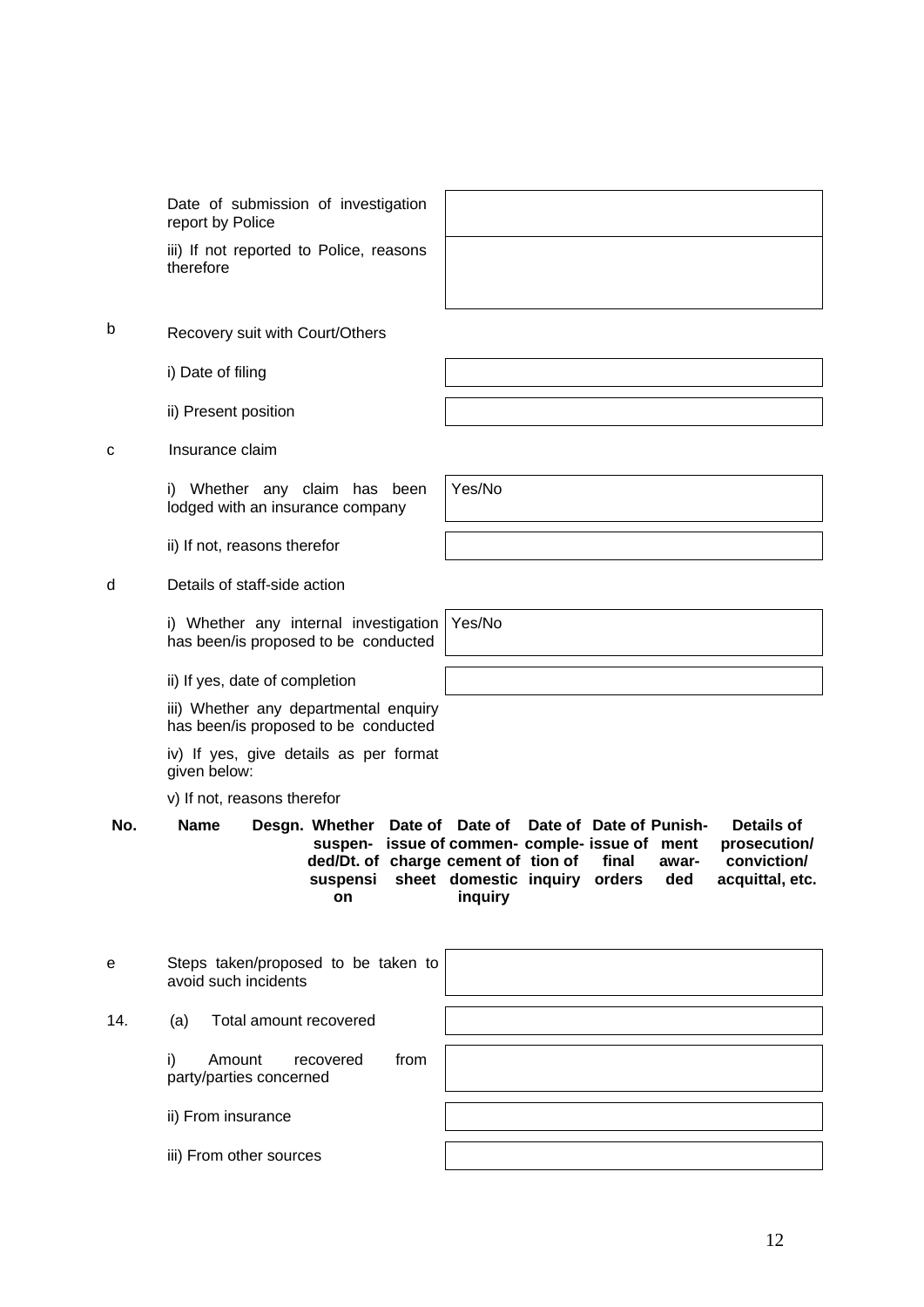| | |
|---|---|
| Date of submission of investigation report by Police | |
| iii) If not reported to Police, reasons therefore | |

b Recovery suit with Court/Others

| | |
|---|---|
| i) Date of filing | |
| ii) Present position | |

c Insurance claim

| | |
|---|---|
| i) Whether any claim has been lodged with an insurance company | Yes/No |
| ii) If not, reasons therefor | |

d Details of staff-side action

| | |
|---|---|
| i) Whether any internal investigation has been/is proposed to be conducted | Yes/No |
| ii) If yes, date of completion | |

iii) Whether any departmental enquiry has been/is proposed to be conducted

iv) If yes, give details as per format given below:

v) If not, reasons therefor

| No. | Name | Desgn. | Whether suspended/Dt. of suspension | Date of issue of charge sheet | Date of commencement of domestic inquiry | Date of completion of inquiry | Date of issue of final orders | Punishment awarded | Details of prosecution/ conviction/ acquittal, etc. |
|---|---|---|---|---|---|---|---|---|---|
| | | | | | | | | | |

| | |
|---|---|
| e Steps taken/proposed to be taken to avoid such incidents | |

| | |
|---|---|
| 14. (a) Total amount recovered | |
| i) Amount recovered from party/parties concerned | |
| ii) From insurance | |
| iii) From other sources | |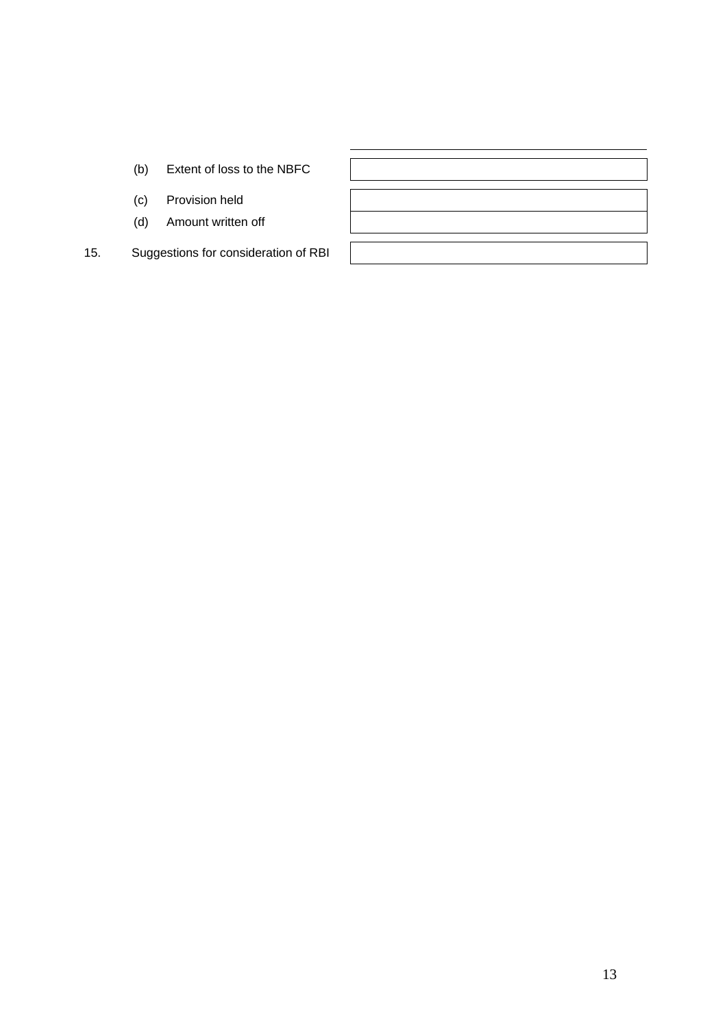| | | |
|---|---|---|
| | (b) Extent of loss to the NBFC | |
| | (c) Provision held | |
| | (d) Amount written off | |
| 15. | Suggestions for consideration of RBI | |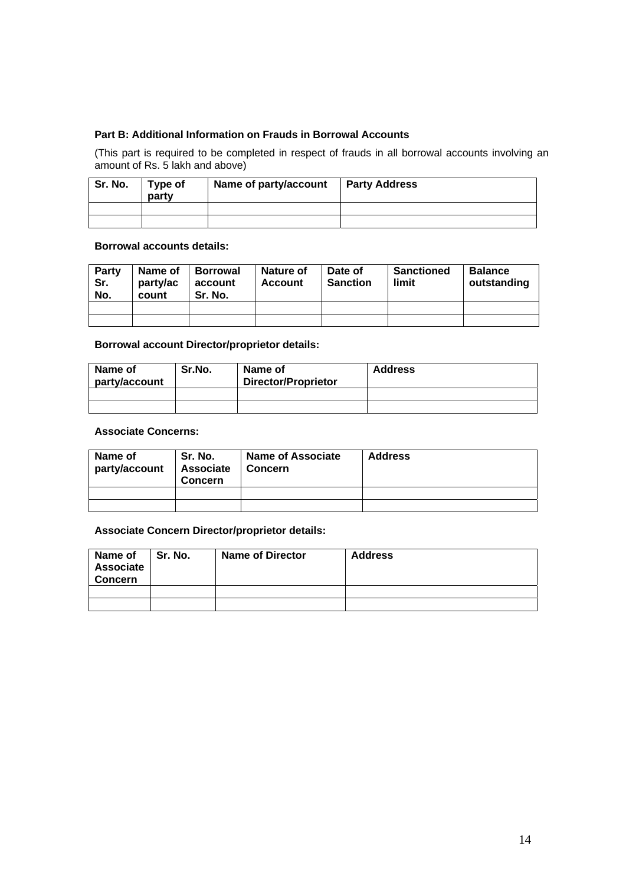**Part B: Additional Information on Frauds in Borrowal Accounts**

(This part is required to be completed in respect of frauds in all borrowal accounts involving an amount of Rs. 5 lakh and above)

| Sr. No. | Type of party | Name of party/account | Party Address |
|---|---|---|---|
| | | | |
| | | | |

**Borrowal accounts details:**

| Party Sr. No. | Name of party/account | Borrowal account Sr. No. | Nature of Account | Date of Sanction | Sanctioned limit | Balance outstanding |
|---|---|---|---|---|---|---|
| | | | | | | |
| | | | | | | |

**Borrowal account Director/proprietor details:**

| Name of party/account | Sr.No. | Name of Director/Proprietor | Address |
|---|---|---|---|
| | | | |
| | | | |

**Associate Concerns:**

| Name of party/account | Sr. No. Associate Concern | Name of Associate Concern | Address |
|---|---|---|---|
| | | | |
| | | | |

**Associate Concern Director/proprietor details:**

| Name of Associate Concern | Sr. No. | Name of Director | Address |
|---|---|---|---|
| | | | |
| | | | |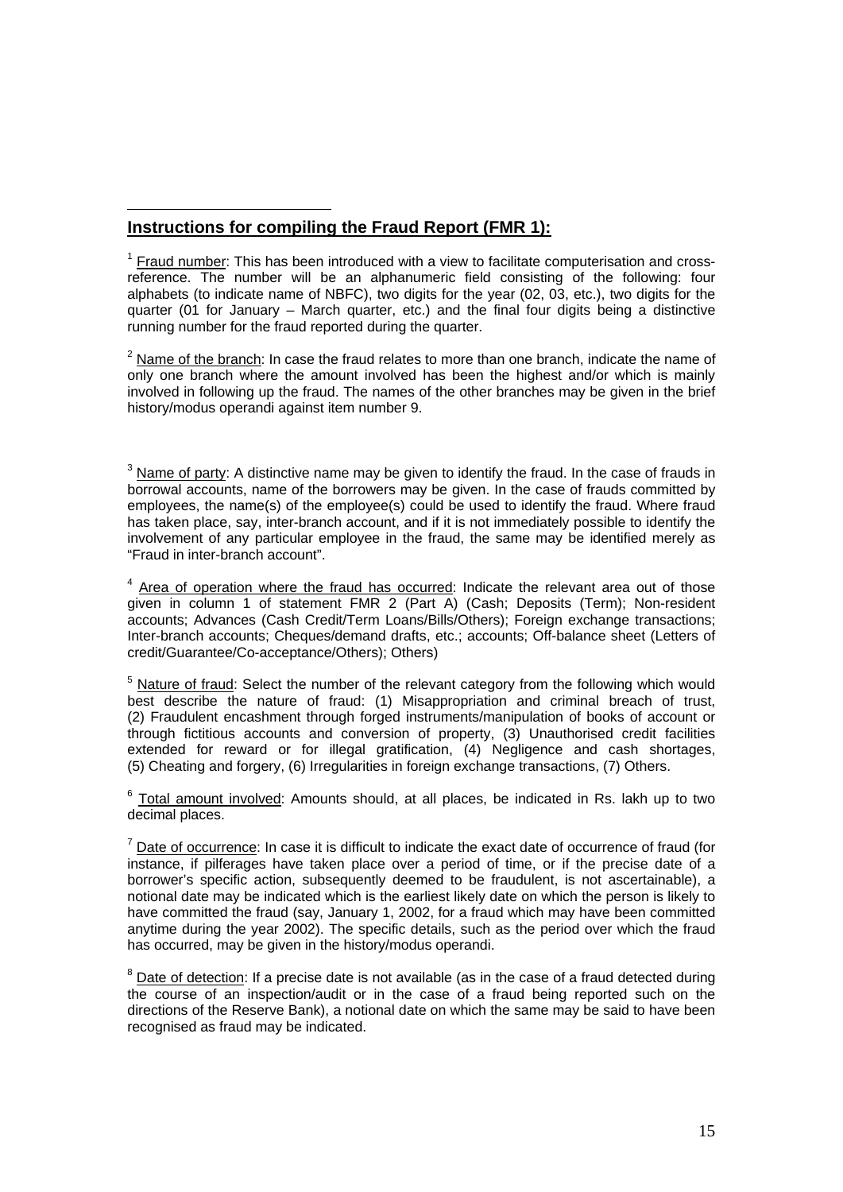## Instructions for compiling the Fraud Report (FMR 1):

[1] Fraud number: This has been introduced with a view to facilitate computerisation and cross-reference. The number will be an alphanumeric field consisting of the following: four alphabets (to indicate name of NBFC), two digits for the year (02, 03, etc.), two digits for the quarter (01 for January – March quarter, etc.) and the final four digits being a distinctive running number for the fraud reported during the quarter.

[2] Name of the branch: In case the fraud relates to more than one branch, indicate the name of only one branch where the amount involved has been the highest and/or which is mainly involved in following up the fraud. The names of the other branches may be given in the brief history/modus operandi against item number 9.

[3] Name of party: A distinctive name may be given to identify the fraud. In the case of frauds in borrowal accounts, name of the borrowers may be given. In the case of frauds committed by employees, the name(s) of the employee(s) could be used to identify the fraud. Where fraud has taken place, say, inter-branch account, and if it is not immediately possible to identify the involvement of any particular employee in the fraud, the same may be identified merely as "Fraud in inter-branch account".

[4] Area of operation where the fraud has occurred: Indicate the relevant area out of those given in column 1 of statement FMR 2 (Part A) (Cash; Deposits (Term); Non-resident accounts; Advances (Cash Credit/Term Loans/Bills/Others); Foreign exchange transactions; Inter-branch accounts; Cheques/demand drafts, etc.; accounts; Off-balance sheet (Letters of credit/Guarantee/Co-acceptance/Others); Others)

[5] Nature of fraud: Select the number of the relevant category from the following which would best describe the nature of fraud: (1) Misappropriation and criminal breach of trust, (2) Fraudulent encashment through forged instruments/manipulation of books of account or through fictitious accounts and conversion of property, (3) Unauthorised credit facilities extended for reward or for illegal gratification, (4) Negligence and cash shortages, (5) Cheating and forgery, (6) Irregularities in foreign exchange transactions, (7) Others.

[6] Total amount involved: Amounts should, at all places, be indicated in Rs. lakh up to two decimal places.

[7] Date of occurrence: In case it is difficult to indicate the exact date of occurrence of fraud (for instance, if pilferages have taken place over a period of time, or if the precise date of a borrower's specific action, subsequently deemed to be fraudulent, is not ascertainable), a notional date may be indicated which is the earliest likely date on which the person is likely to have committed the fraud (say, January 1, 2002, for a fraud which may have been committed anytime during the year 2002). The specific details, such as the period over which the fraud has occurred, may be given in the history/modus operandi.

[8] Date of detection: If a precise date is not available (as in the case of a fraud detected during the course of an inspection/audit or in the case of a fraud being reported such on the directions of the Reserve Bank), a notional date on which the same may be said to have been recognised as fraud may be indicated.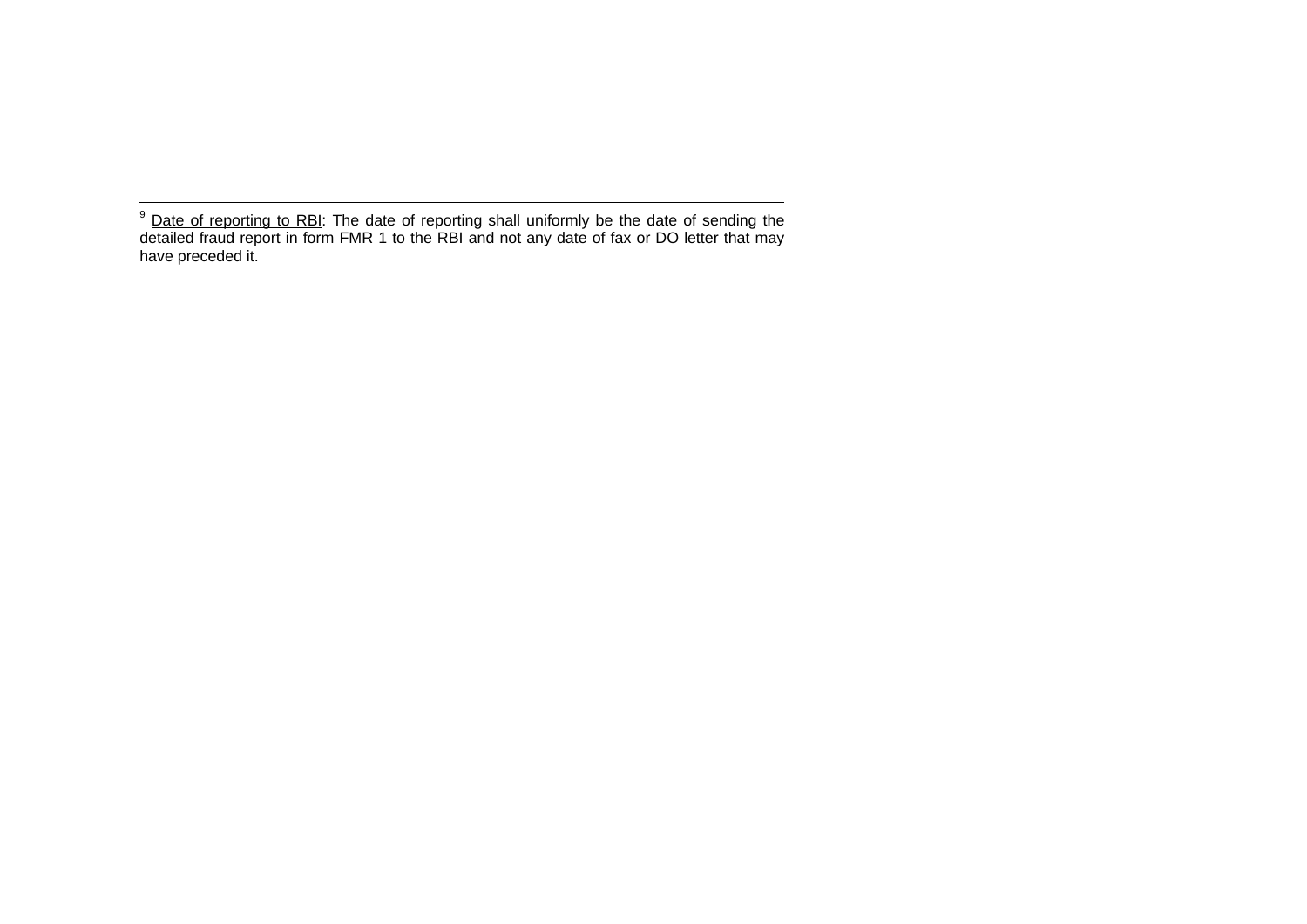[9] Date of reporting to RBI: The date of reporting shall uniformly be the date of sending the detailed fraud report in form FMR 1 to the RBI and not any date of fax or DO letter that may have preceded it.